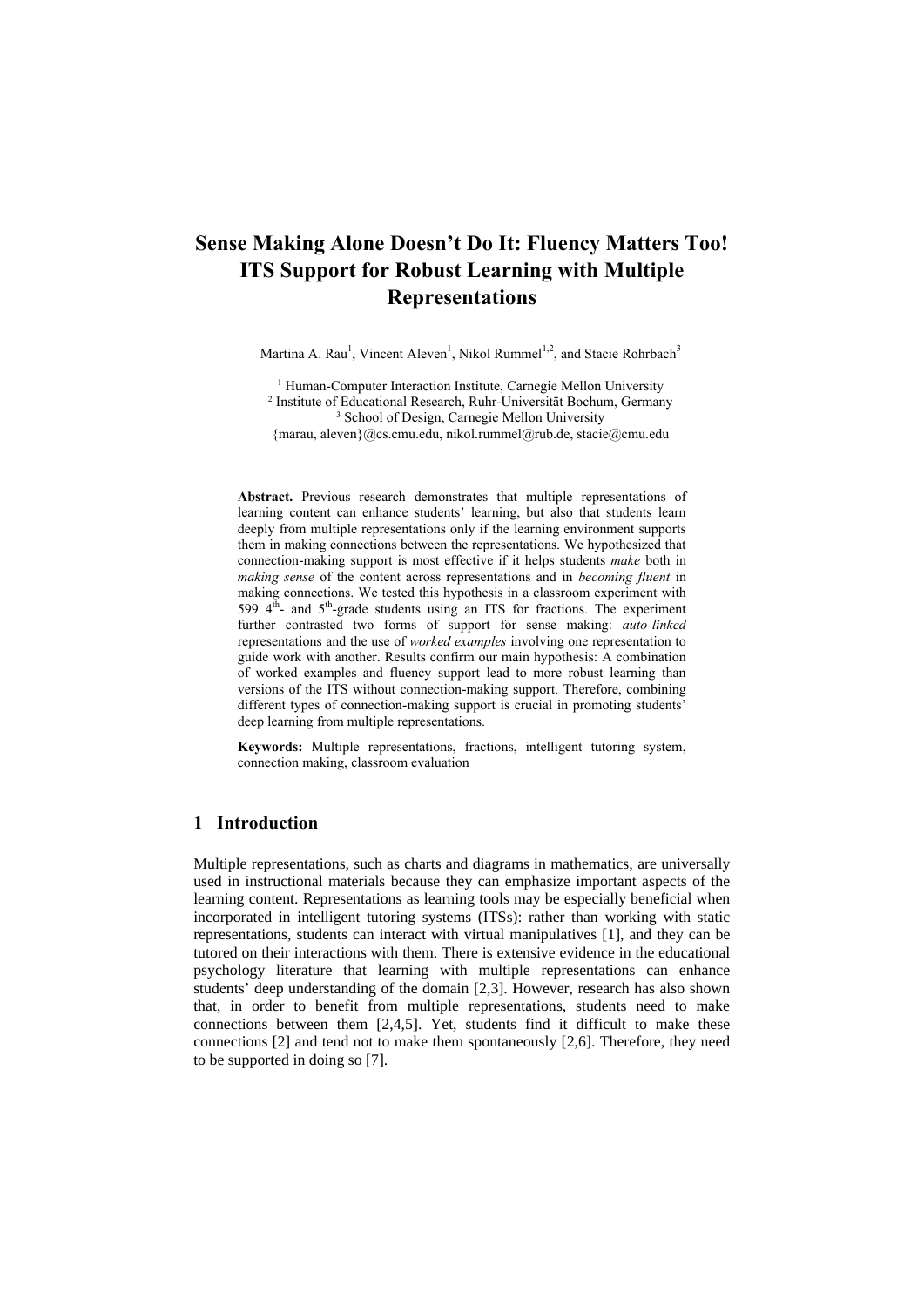# Sense Making Alone Doesn't Do It: Fluency Matters Too! ITS Support for Robust Learning with Multiple Representations

Martina A. Rau[1], Vincent Aleven[1], Nikol Rummel[1,2], and Stacie Rohrbach[3]

[1] Human-Computer Interaction Institute, Carnegie Mellon University
[2] Institute of Educational Research, Ruhr-Universität Bochum, Germany
[3] School of Design, Carnegie Mellon University
{marau, aleven}@cs.cmu.edu, nikol.rummel@rub.de, stacie@cmu.edu

**Abstract.** Previous research demonstrates that multiple representations of learning content can enhance students' learning, but also that students learn deeply from multiple representations only if the learning environment supports them in making connections between the representations. We hypothesized that connection-making support is most effective if it helps students *make* both in *making sense* of the content across representations and in *becoming fluent* in making connections. We tested this hypothesis in a classroom experiment with 599 4th- and 5th-grade students using an ITS for fractions. The experiment further contrasted two forms of support for sense making: *auto-linked* representations and the use of *worked examples* involving one representation to guide work with another. Results confirm our main hypothesis: A combination of worked examples and fluency support lead to more robust learning than versions of the ITS without connection-making support. Therefore, combining different types of connection-making support is crucial in promoting students' deep learning from multiple representations.

**Keywords:** Multiple representations, fractions, intelligent tutoring system, connection making, classroom evaluation

## 1 Introduction

Multiple representations, such as charts and diagrams in mathematics, are universally used in instructional materials because they can emphasize important aspects of the learning content. Representations as learning tools may be especially beneficial when incorporated in intelligent tutoring systems (ITSs): rather than working with static representations, students can interact with virtual manipulatives [1], and they can be tutored on their interactions with them. There is extensive evidence in the educational psychology literature that learning with multiple representations can enhance students' deep understanding of the domain [2,3]. However, research has also shown that, in order to benefit from multiple representations, students need to make connections between them [2,4,5]. Yet, students find it difficult to make these connections [2] and tend not to make them spontaneously [2,6]. Therefore, they need to be supported in doing so [7].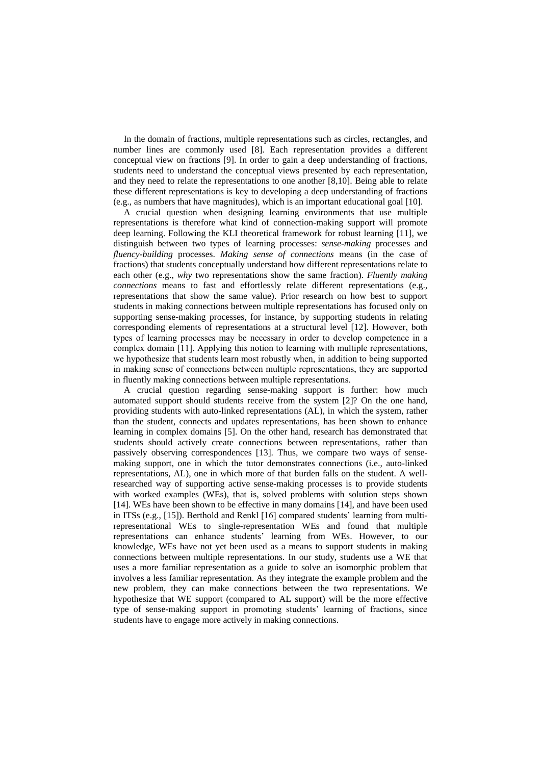In the domain of fractions, multiple representations such as circles, rectangles, and number lines are commonly used [8]. Each representation provides a different conceptual view on fractions [9]. In order to gain a deep understanding of fractions, students need to understand the conceptual views presented by each representation, and they need to relate the representations to one another [8,10]. Being able to relate these different representations is key to developing a deep understanding of fractions (e.g., as numbers that have magnitudes), which is an important educational goal [10].

A crucial question when designing learning environments that use multiple representations is therefore what kind of connection-making support will promote deep learning. Following the KLI theoretical framework for robust learning [11], we distinguish between two types of learning processes: *sense-making* processes and *fluency-building* processes. *Making sense of connections* means (in the case of fractions) that students conceptually understand how different representations relate to each other (e.g., *why* two representations show the same fraction). *Fluently making connections* means to fast and effortlessly relate different representations (e.g., representations that show the same value). Prior research on how best to support students in making connections between multiple representations has focused only on supporting sense-making processes, for instance, by supporting students in relating corresponding elements of representations at a structural level [12]. However, both types of learning processes may be necessary in order to develop competence in a complex domain [11]. Applying this notion to learning with multiple representations, we hypothesize that students learn most robustly when, in addition to being supported in making sense of connections between multiple representations, they are supported in fluently making connections between multiple representations.

A crucial question regarding sense-making support is further: how much automated support should students receive from the system [2]? On the one hand, providing students with auto-linked representations (AL), in which the system, rather than the student, connects and updates representations, has been shown to enhance learning in complex domains [5]. On the other hand, research has demonstrated that students should actively create connections between representations, rather than passively observing correspondences [13]. Thus, we compare two ways of sense-making support, one in which the tutor demonstrates connections (i.e., auto-linked representations, AL), one in which more of that burden falls on the student. A well-researched way of supporting active sense-making processes is to provide students with worked examples (WEs), that is, solved problems with solution steps shown [14]. WEs have been shown to be effective in many domains [14], and have been used in ITSs (e.g., [15]). Berthold and Renkl [16] compared students' learning from multi-representational WEs to single-representation WEs and found that multiple representations can enhance students' learning from WEs. However, to our knowledge, WEs have not yet been used as a means to support students in making connections between multiple representations. In our study, students use a WE that uses a more familiar representation as a guide to solve an isomorphic problem that involves a less familiar representation. As they integrate the example problem and the new problem, they can make connections between the two representations. We hypothesize that WE support (compared to AL support) will be the more effective type of sense-making support in promoting students' learning of fractions, since students have to engage more actively in making connections.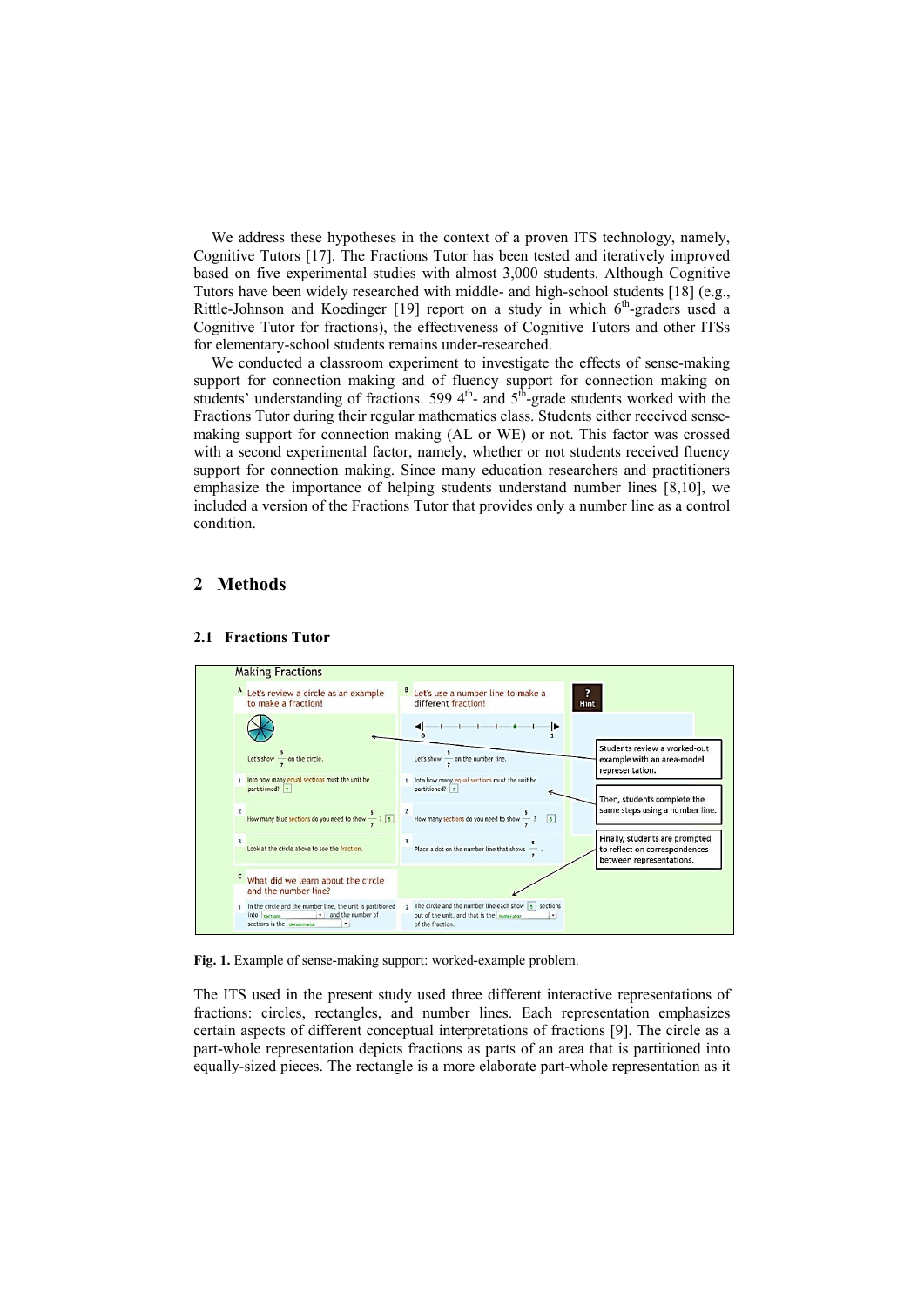We address these hypotheses in the context of a proven ITS technology, namely, Cognitive Tutors [17]. The Fractions Tutor has been tested and iteratively improved based on five experimental studies with almost 3,000 students. Although Cognitive Tutors have been widely researched with middle- and high-school students [18] (e.g., Rittle-Johnson and Koedinger [19] report on a study in which 6th-graders used a Cognitive Tutor for fractions), the effectiveness of Cognitive Tutors and other ITSs for elementary-school students remains under-researched.

We conducted a classroom experiment to investigate the effects of sense-making support for connection making and of fluency support for connection making on students' understanding of fractions. 599 4th- and 5th-grade students worked with the Fractions Tutor during their regular mathematics class. Students either received sense-making support for connection making (AL or WE) or not. This factor was crossed with a second experimental factor, namely, whether or not students received fluency support for connection making. Since many education researchers and practitioners emphasize the importance of helping students understand number lines [8,10], we included a version of the Fractions Tutor that provides only a number line as a control condition.

## 2 Methods

### 2.1 Fractions Tutor

**Fig. 1.** Example of sense-making support: worked-example problem.

The ITS used in the present study used three different interactive representations of fractions: circles, rectangles, and number lines. Each representation emphasizes certain aspects of different conceptual interpretations of fractions [9]. The circle as a part-whole representation depicts fractions as parts of an area that is partitioned into equally-sized pieces. The rectangle is a more elaborate part-whole representation as it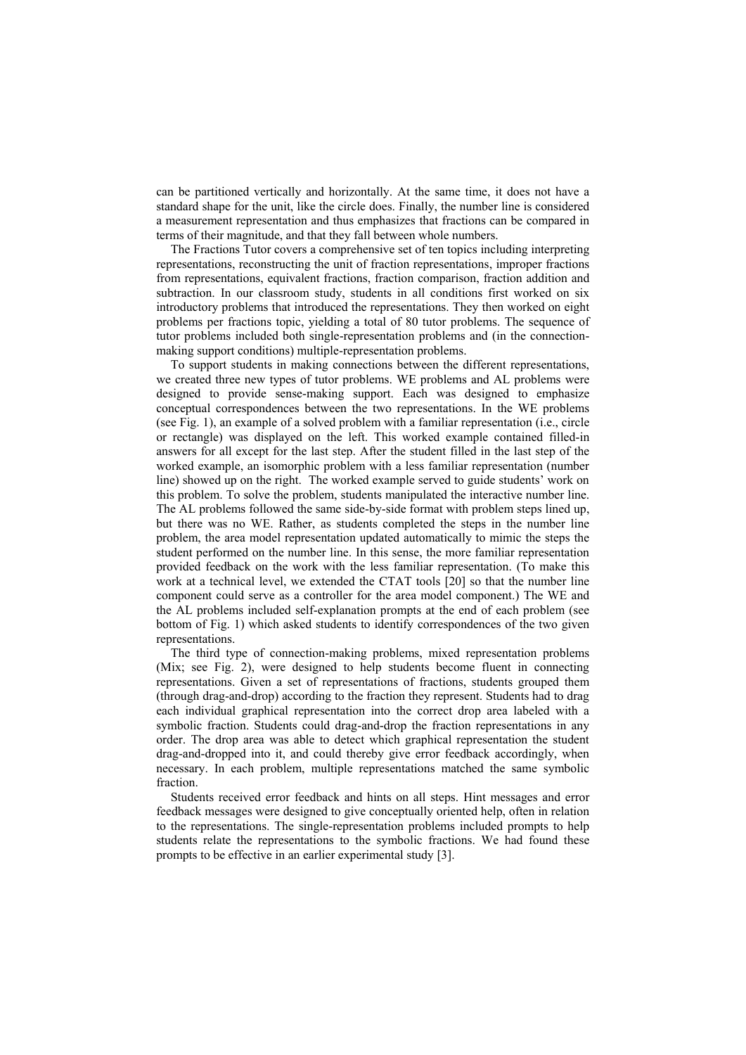can be partitioned vertically and horizontally. At the same time, it does not have a standard shape for the unit, like the circle does. Finally, the number line is considered a measurement representation and thus emphasizes that fractions can be compared in terms of their magnitude, and that they fall between whole numbers.

The Fractions Tutor covers a comprehensive set of ten topics including interpreting representations, reconstructing the unit of fraction representations, improper fractions from representations, equivalent fractions, fraction comparison, fraction addition and subtraction. In our classroom study, students in all conditions first worked on six introductory problems that introduced the representations. They then worked on eight problems per fractions topic, yielding a total of 80 tutor problems. The sequence of tutor problems included both single-representation problems and (in the connection-making support conditions) multiple-representation problems.

To support students in making connections between the different representations, we created three new types of tutor problems. WE problems and AL problems were designed to provide sense-making support. Each was designed to emphasize conceptual correspondences between the two representations. In the WE problems (see Fig. 1), an example of a solved problem with a familiar representation (i.e., circle or rectangle) was displayed on the left. This worked example contained filled-in answers for all except for the last step. After the student filled in the last step of the worked example, an isomorphic problem with a less familiar representation (number line) showed up on the right. The worked example served to guide students' work on this problem. To solve the problem, students manipulated the interactive number line. The AL problems followed the same side-by-side format with problem steps lined up, but there was no WE. Rather, as students completed the steps in the number line problem, the area model representation updated automatically to mimic the steps the student performed on the number line. In this sense, the more familiar representation provided feedback on the work with the less familiar representation. (To make this work at a technical level, we extended the CTAT tools [20] so that the number line component could serve as a controller for the area model component.) The WE and the AL problems included self-explanation prompts at the end of each problem (see bottom of Fig. 1) which asked students to identify correspondences of the two given representations.

The third type of connection-making problems, mixed representation problems (Mix; see Fig. 2), were designed to help students become fluent in connecting representations. Given a set of representations of fractions, students grouped them (through drag-and-drop) according to the fraction they represent. Students had to drag each individual graphical representation into the correct drop area labeled with a symbolic fraction. Students could drag-and-drop the fraction representations in any order. The drop area was able to detect which graphical representation the student drag-and-dropped into it, and could thereby give error feedback accordingly, when necessary. In each problem, multiple representations matched the same symbolic fraction.

Students received error feedback and hints on all steps. Hint messages and error feedback messages were designed to give conceptually oriented help, often in relation to the representations. The single-representation problems included prompts to help students relate the representations to the symbolic fractions. We had found these prompts to be effective in an earlier experimental study [3].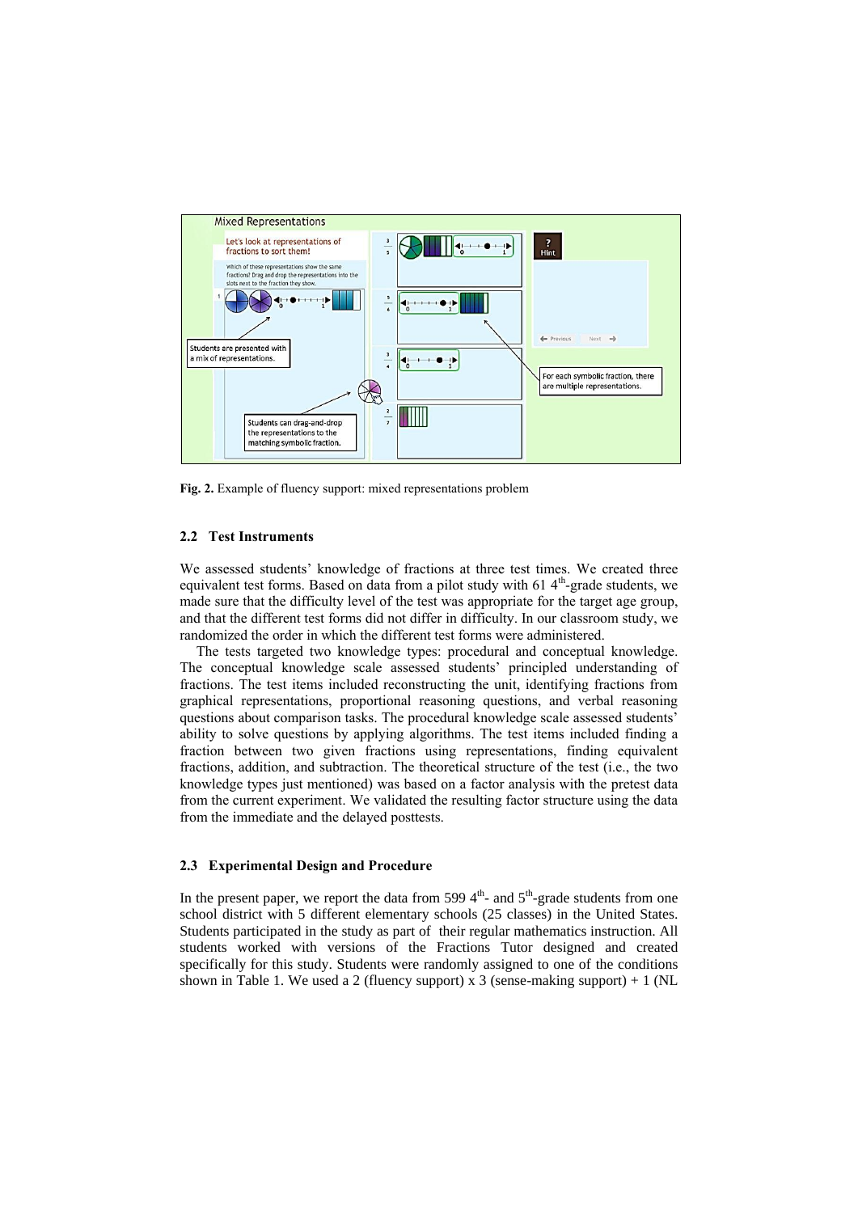**Fig. 2.** Example of fluency support: mixed representations problem

### 2.2 Test Instruments

We assessed students' knowledge of fractions at three test times. We created three equivalent test forms. Based on data from a pilot study with 61 4th-grade students, we made sure that the difficulty level of the test was appropriate for the target age group, and that the different test forms did not differ in difficulty. In our classroom study, we randomized the order in which the different test forms were administered.

The tests targeted two knowledge types: procedural and conceptual knowledge. The conceptual knowledge scale assessed students' principled understanding of fractions. The test items included reconstructing the unit, identifying fractions from graphical representations, proportional reasoning questions, and verbal reasoning questions about comparison tasks. The procedural knowledge scale assessed students' ability to solve questions by applying algorithms. The test items included finding a fraction between two given fractions using representations, finding equivalent fractions, addition, and subtraction. The theoretical structure of the test (i.e., the two knowledge types just mentioned) was based on a factor analysis with the pretest data from the current experiment. We validated the resulting factor structure using the data from the immediate and the delayed posttests.

### 2.3 Experimental Design and Procedure

In the present paper, we report the data from 599 4th- and 5th-grade students from one school district with 5 different elementary schools (25 classes) in the United States. Students participated in the study as part of their regular mathematics instruction. All students worked with versions of the Fractions Tutor designed and created specifically for this study. Students were randomly assigned to one of the conditions shown in Table 1. We used a 2 (fluency support) x 3 (sense-making support) + 1 (NL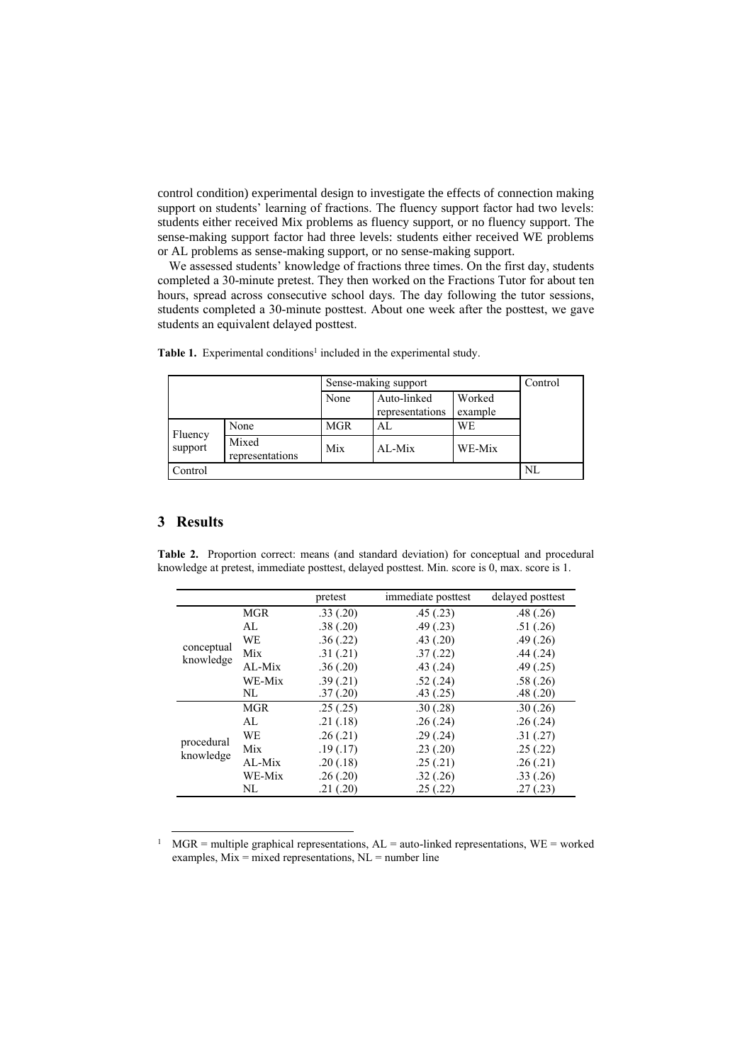control condition) experimental design to investigate the effects of connection making support on students' learning of fractions. The fluency support factor had two levels: students either received Mix problems as fluency support, or no fluency support. The sense-making support factor had three levels: students either received WE problems or AL problems as sense-making support, or no sense-making support.

We assessed students' knowledge of fractions three times. On the first day, students completed a 30-minute pretest. They then worked on the Fractions Tutor for about ten hours, spread across consecutive school days. The day following the tutor sessions, students completed a 30-minute posttest. About one week after the posttest, we gave students an equivalent delayed posttest.

**Table 1.** Experimental conditions[1] included in the experimental study.

| | | Sense-making support | | | Control |
|---|---|---|---|---|---|
| | | None | Auto-linked representations | Worked example | |
| Fluency support | None | MGR | AL | WE | |
| | Mixed representations | Mix | AL-Mix | WE-Mix | |
| Control | | | | | NL |

## 3 Results

**Table 2.** Proportion correct: means (and standard deviation) for conceptual and procedural knowledge at pretest, immediate posttest, delayed posttest. Min. score is 0, max. score is 1.

| | | pretest | immediate posttest | delayed posttest |
|---|---|---|---|---|
| conceptual knowledge | MGR | .33 (.20) | .45 (.23) | .48 (.26) |
| | AL | .38 (.20) | .49 (.23) | .51 (.26) |
| | WE | .36 (.22) | .43 (.20) | .49 (.26) |
| | Mix | .31 (.21) | .37 (.22) | .44 (.24) |
| | AL-Mix | .36 (.20) | .43 (.24) | .49 (.25) |
| | WE-Mix | .39 (.21) | .52 (.24) | .58 (.26) |
| | NL | .37 (.20) | .43 (.25) | .48 (.20) |
| procedural knowledge | MGR | .25 (.25) | .30 (.28) | .30 (.26) |
| | AL | .21 (.18) | .26 (.24) | .26 (.24) |
| | WE | .26 (.21) | .29 (.24) | .31 (.27) |
| | Mix | .19 (.17) | .23 (.20) | .25 (.22) |
| | AL-Mix | .20 (.18) | .25 (.21) | .26 (.21) |
| | WE-Mix | .26 (.20) | .32 (.26) | .33 (.26) |
| | NL | .21 (.20) | .25 (.22) | .27 (.23) |

[1] MGR = multiple graphical representations, AL = auto-linked representations, WE = worked examples, Mix = mixed representations, NL = number line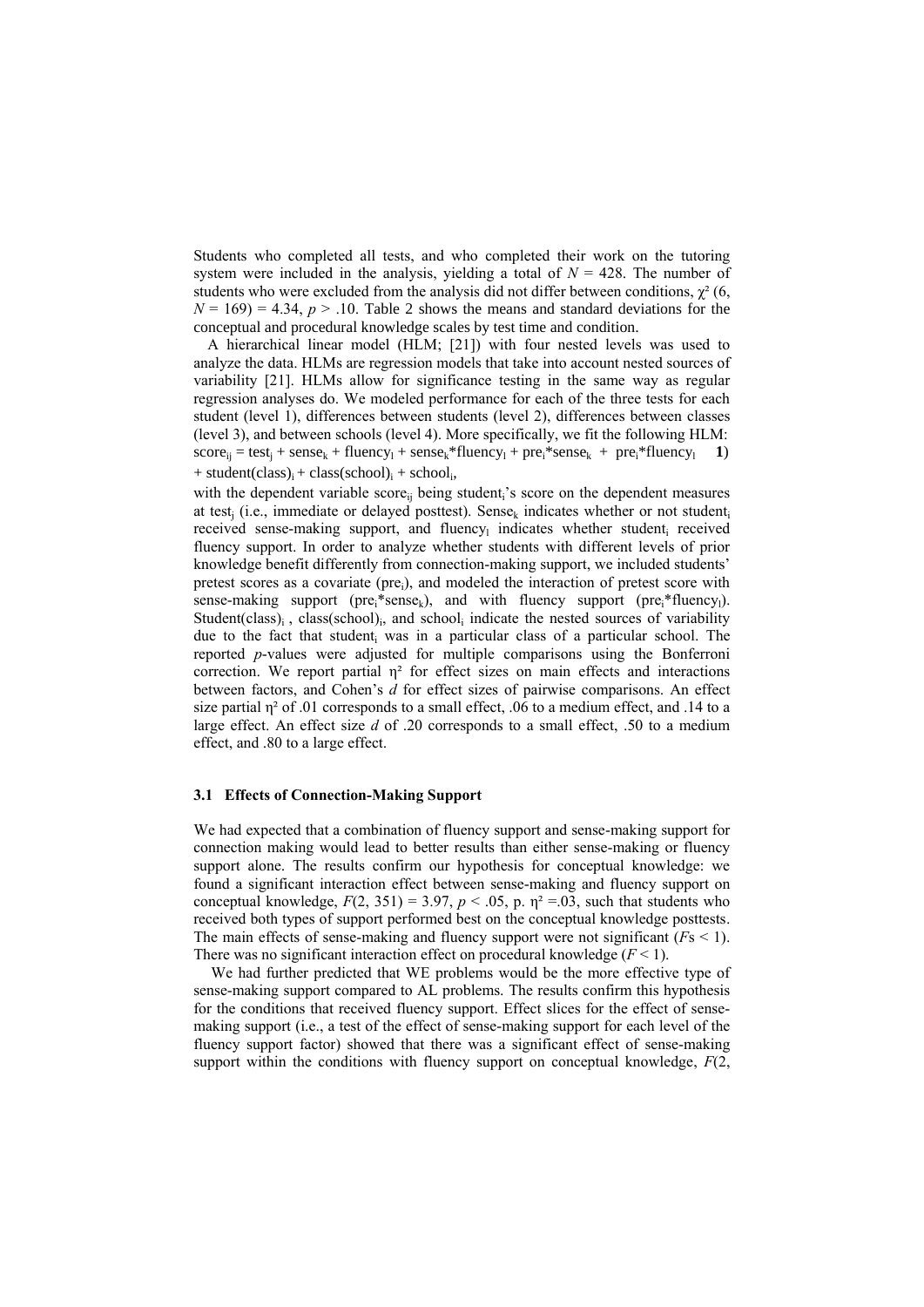Students who completed all tests, and who completed their work on the tutoring system were included in the analysis, yielding a total of $N = 428$. The number of students who were excluded from the analysis did not differ between conditions, $\chi^2(6, N = 169) = 4.34$, $p > .10$. Table 2 shows the means and standard deviations for the conceptual and procedural knowledge scales by test time and condition.

A hierarchical linear model (HLM; [21]) with four nested levels was used to analyze the data. HLMs are regression models that take into account nested sources of variability [21]. HLMs allow for significance testing in the same way as regular regression analyses do. We modeled performance for each of the three tests for each student (level 1), differences between students (level 2), differences between classes (level 3), and between schools (level 4). More specifically, we fit the following HLM:

$$score_{ij} = test_j + sense_k + fluency_l + sense_k{*}fluency_l + pre_i{*}sense_k + pre_i{*}fluency_l + student(class)_i + class(school)_i + school_i, \quad \textbf{(1)}$$

with the dependent variable $score_{ij}$ being $student_i$'s score on the dependent measures at $test_j$ (i.e., immediate or delayed posttest). $Sense_k$ indicates whether or not $student_i$ received sense-making support, and $fluency_l$ indicates whether $student_i$ received fluency support. In order to analyze whether students with different levels of prior knowledge benefit differently from connection-making support, we included students' pretest scores as a covariate ($pre_i$), and modeled the interaction of pretest score with sense-making support ($pre_i{*}sense_k$), and with fluency support ($pre_i{*}fluency_l$). $Student(class)_i$, $class(school)_i$, and $school_i$ indicate the nested sources of variability due to the fact that $student_i$ was in a particular class of a particular school. The reported $p$-values were adjusted for multiple comparisons using the Bonferroni correction. We report partial $\eta^2$ for effect sizes on main effects and interactions between factors, and Cohen's $d$ for effect sizes of pairwise comparisons. An effect size partial $\eta^2$ of .01 corresponds to a small effect, .06 to a medium effect, and .14 to a large effect. An effect size $d$ of .20 corresponds to a small effect, .50 to a medium effect, and .80 to a large effect.

### 3.1 Effects of Connection-Making Support

We had expected that a combination of fluency support and sense-making support for connection making would lead to better results than either sense-making or fluency support alone. The results confirm our hypothesis for conceptual knowledge: we found a significant interaction effect between sense-making and fluency support on conceptual knowledge, $F(2, 351) = 3.97$, $p < .05$, p. $\eta^2 = .03$, such that students who received both types of support performed best on the conceptual knowledge posttests. The main effects of sense-making and fluency support were not significant ($F$s $< 1$). There was no significant interaction effect on procedural knowledge ($F < 1$).

We had further predicted that WE problems would be the more effective type of sense-making support compared to AL problems. The results confirm this hypothesis for the conditions that received fluency support. Effect slices for the effect of sense-making support (i.e., a test of the effect of sense-making support for each level of the fluency support factor) showed that there was a significant effect of sense-making support within the conditions with fluency support on conceptual knowledge, $F$(2,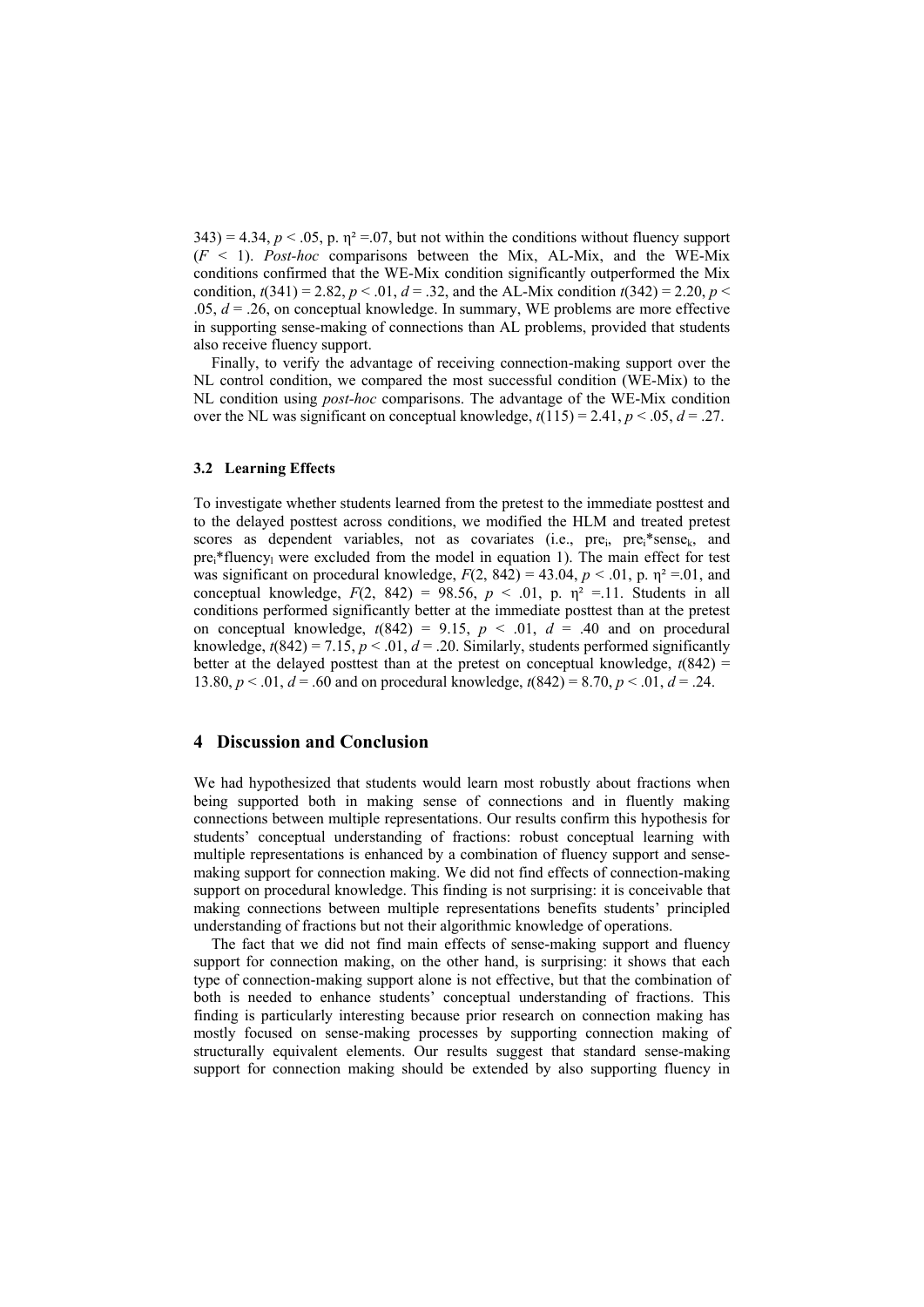343) = 4.34, $p < .05$, p. $\eta^2 = .07$, but not within the conditions without fluency support ($F < 1$). *Post-hoc* comparisons between the Mix, AL-Mix, and the WE-Mix conditions confirmed that the WE-Mix condition significantly outperformed the Mix condition, $t(341) = 2.82$, $p < .01$, $d = .32$, and the AL-Mix condition $t(342) = 2.20$, $p < .05$, $d = .26$, on conceptual knowledge. In summary, WE problems are more effective in supporting sense-making of connections than AL problems, provided that students also receive fluency support.

Finally, to verify the advantage of receiving connection-making support over the NL control condition, we compared the most successful condition (WE-Mix) to the NL condition using *post-hoc* comparisons. The advantage of the WE-Mix condition over the NL was significant on conceptual knowledge, $t(115) = 2.41$, $p < .05$, $d = .27$.

### 3.2 Learning Effects

To investigate whether students learned from the pretest to the immediate posttest and to the delayed posttest across conditions, we modified the HLM and treated pretest scores as dependent variables, not as covariates (i.e., $pre_i$, $pre_i{*}sense_k$, and $pre_i{*}fluency_l$ were excluded from the model in equation 1). The main effect for test was significant on procedural knowledge, $F(2, 842) = 43.04$, $p < .01$, p. $\eta^2 = .01$, and conceptual knowledge, $F(2, 842) = 98.56$, $p < .01$, p. $\eta^2 = .11$. Students in all conditions performed significantly better at the immediate posttest than at the pretest on conceptual knowledge, $t(842) = 9.15$, $p < .01$, $d = .40$ and on procedural knowledge, $t(842) = 7.15$, $p < .01$, $d = .20$. Similarly, students performed significantly better at the delayed posttest than at the pretest on conceptual knowledge, $t(842) = 13.80$, $p < .01$, $d = .60$ and on procedural knowledge, $t(842) = 8.70$, $p < .01$, $d = .24$.

## 4 Discussion and Conclusion

We had hypothesized that students would learn most robustly about fractions when being supported both in making sense of connections and in fluently making connections between multiple representations. Our results confirm this hypothesis for students' conceptual understanding of fractions: robust conceptual learning with multiple representations is enhanced by a combination of fluency support and sense-making support for connection making. We did not find effects of connection-making support on procedural knowledge. This finding is not surprising: it is conceivable that making connections between multiple representations benefits students' principled understanding of fractions but not their algorithmic knowledge of operations.

The fact that we did not find main effects of sense-making support and fluency support for connection making, on the other hand, is surprising: it shows that each type of connection-making support alone is not effective, but that the combination of both is needed to enhance students' conceptual understanding of fractions. This finding is particularly interesting because prior research on connection making has mostly focused on sense-making processes by supporting connection making of structurally equivalent elements. Our results suggest that standard sense-making support for connection making should be extended by also supporting fluency in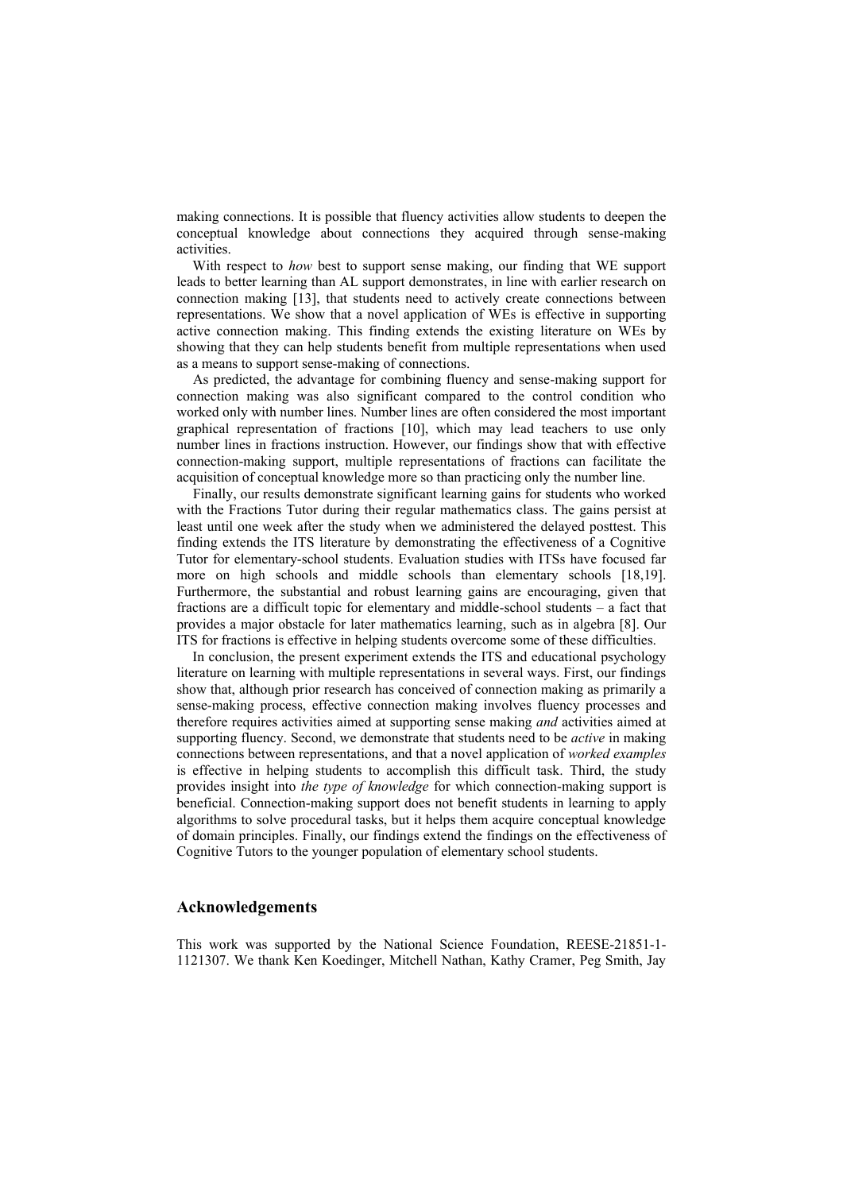making connections. It is possible that fluency activities allow students to deepen the conceptual knowledge about connections they acquired through sense-making activities.

With respect to *how* best to support sense making, our finding that WE support leads to better learning than AL support demonstrates, in line with earlier research on connection making [13], that students need to actively create connections between representations. We show that a novel application of WEs is effective in supporting active connection making. This finding extends the existing literature on WEs by showing that they can help students benefit from multiple representations when used as a means to support sense-making of connections.

As predicted, the advantage for combining fluency and sense-making support for connection making was also significant compared to the control condition who worked only with number lines. Number lines are often considered the most important graphical representation of fractions [10], which may lead teachers to use only number lines in fractions instruction. However, our findings show that with effective connection-making support, multiple representations of fractions can facilitate the acquisition of conceptual knowledge more so than practicing only the number line.

Finally, our results demonstrate significant learning gains for students who worked with the Fractions Tutor during their regular mathematics class. The gains persist at least until one week after the study when we administered the delayed posttest. This finding extends the ITS literature by demonstrating the effectiveness of a Cognitive Tutor for elementary-school students. Evaluation studies with ITSs have focused far more on high schools and middle schools than elementary schools [18,19]. Furthermore, the substantial and robust learning gains are encouraging, given that fractions are a difficult topic for elementary and middle-school students – a fact that provides a major obstacle for later mathematics learning, such as in algebra [8]. Our ITS for fractions is effective in helping students overcome some of these difficulties.

In conclusion, the present experiment extends the ITS and educational psychology literature on learning with multiple representations in several ways. First, our findings show that, although prior research has conceived of connection making as primarily a sense-making process, effective connection making involves fluency processes and therefore requires activities aimed at supporting sense making *and* activities aimed at supporting fluency. Second, we demonstrate that students need to be *active* in making connections between representations, and that a novel application of *worked examples* is effective in helping students to accomplish this difficult task. Third, the study provides insight into *the type of knowledge* for which connection-making support is beneficial. Connection-making support does not benefit students in learning to apply algorithms to solve procedural tasks, but it helps them acquire conceptual knowledge of domain principles. Finally, our findings extend the findings on the effectiveness of Cognitive Tutors to the younger population of elementary school students.

## Acknowledgements

This work was supported by the National Science Foundation, REESE-21851-1-1121307. We thank Ken Koedinger, Mitchell Nathan, Kathy Cramer, Peg Smith, Jay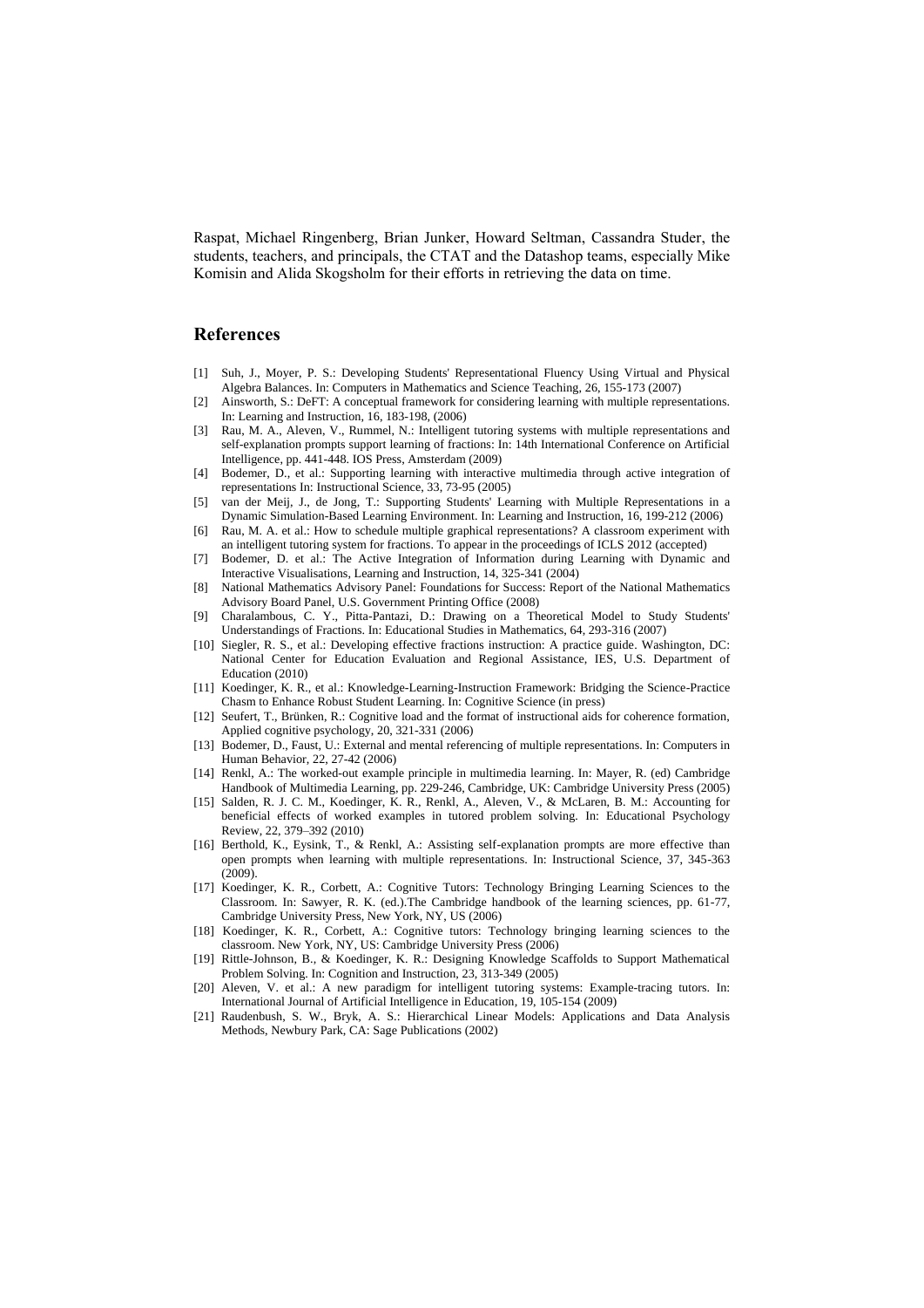Raspat, Michael Ringenberg, Brian Junker, Howard Seltman, Cassandra Studer, the students, teachers, and principals, the CTAT and the Datashop teams, especially Mike Komisin and Alida Skogsholm for their efforts in retrieving the data on time.

## References

[1] Suh, J., Moyer, P. S.: Developing Students' Representational Fluency Using Virtual and Physical Algebra Balances. In: Computers in Mathematics and Science Teaching, 26, 155-173 (2007)

[2] Ainsworth, S.: DeFT: A conceptual framework for considering learning with multiple representations. In: Learning and Instruction, 16, 183-198, (2006)

[3] Rau, M. A., Aleven, V., Rummel, N.: Intelligent tutoring systems with multiple representations and self-explanation prompts support learning of fractions: In: 14th International Conference on Artificial Intelligence, pp. 441-448. IOS Press, Amsterdam (2009)

[4] Bodemer, D., et al.: Supporting learning with interactive multimedia through active integration of representations In: Instructional Science, 33, 73-95 (2005)

[5] van der Meij, J., de Jong, T.: Supporting Students' Learning with Multiple Representations in a Dynamic Simulation-Based Learning Environment. In: Learning and Instruction, 16, 199-212 (2006)

[6] Rau, M. A. et al.: How to schedule multiple graphical representations? A classroom experiment with an intelligent tutoring system for fractions. To appear in the proceedings of ICLS 2012 (accepted)

[7] Bodemer, D. et al.: The Active Integration of Information during Learning with Dynamic and Interactive Visualisations, Learning and Instruction, 14, 325-341 (2004)

[8] National Mathematics Advisory Panel: Foundations for Success: Report of the National Mathematics Advisory Board Panel, U.S. Government Printing Office (2008)

[9] Charalambous, C. Y., Pitta-Pantazi, D.: Drawing on a Theoretical Model to Study Students' Understandings of Fractions. In: Educational Studies in Mathematics, 64, 293-316 (2007)

[10] Siegler, R. S., et al.: Developing effective fractions instruction: A practice guide. Washington, DC: National Center for Education Evaluation and Regional Assistance, IES, U.S. Department of Education (2010)

[11] Koedinger, K. R., et al.: Knowledge-Learning-Instruction Framework: Bridging the Science-Practice Chasm to Enhance Robust Student Learning. In: Cognitive Science (in press)

[12] Seufert, T., Brünken, R.: Cognitive load and the format of instructional aids for coherence formation, Applied cognitive psychology, 20, 321-331 (2006)

[13] Bodemer, D., Faust, U.: External and mental referencing of multiple representations. In: Computers in Human Behavior, 22, 27-42 (2006)

[14] Renkl, A.: The worked-out example principle in multimedia learning. In: Mayer, R. (ed) Cambridge Handbook of Multimedia Learning, pp. 229-246, Cambridge, UK: Cambridge University Press (2005)

[15] Salden, R. J. C. M., Koedinger, K. R., Renkl, A., Aleven, V., & McLaren, B. M.: Accounting for beneficial effects of worked examples in tutored problem solving. In: Educational Psychology Review, 22, 379–392 (2010)

[16] Berthold, K., Eysink, T., & Renkl, A.: Assisting self-explanation prompts are more effective than open prompts when learning with multiple representations. In: Instructional Science, 37, 345-363 (2009).

[17] Koedinger, K. R., Corbett, A.: Cognitive Tutors: Technology Bringing Learning Sciences to the Classroom. In: Sawyer, R. K. (ed.).The Cambridge handbook of the learning sciences, pp. 61-77, Cambridge University Press, New York, NY, US (2006)

[18] Koedinger, K. R., Corbett, A.: Cognitive tutors: Technology bringing learning sciences to the classroom. New York, NY, US: Cambridge University Press (2006)

[19] Rittle-Johnson, B., & Koedinger, K. R.: Designing Knowledge Scaffolds to Support Mathematical Problem Solving. In: Cognition and Instruction, 23, 313-349 (2005)

[20] Aleven, V. et al.: A new paradigm for intelligent tutoring systems: Example-tracing tutors. In: International Journal of Artificial Intelligence in Education, 19, 105-154 (2009)

[21] Raudenbush, S. W., Bryk, A. S.: Hierarchical Linear Models: Applications and Data Analysis Methods, Newbury Park, CA: Sage Publications (2002)